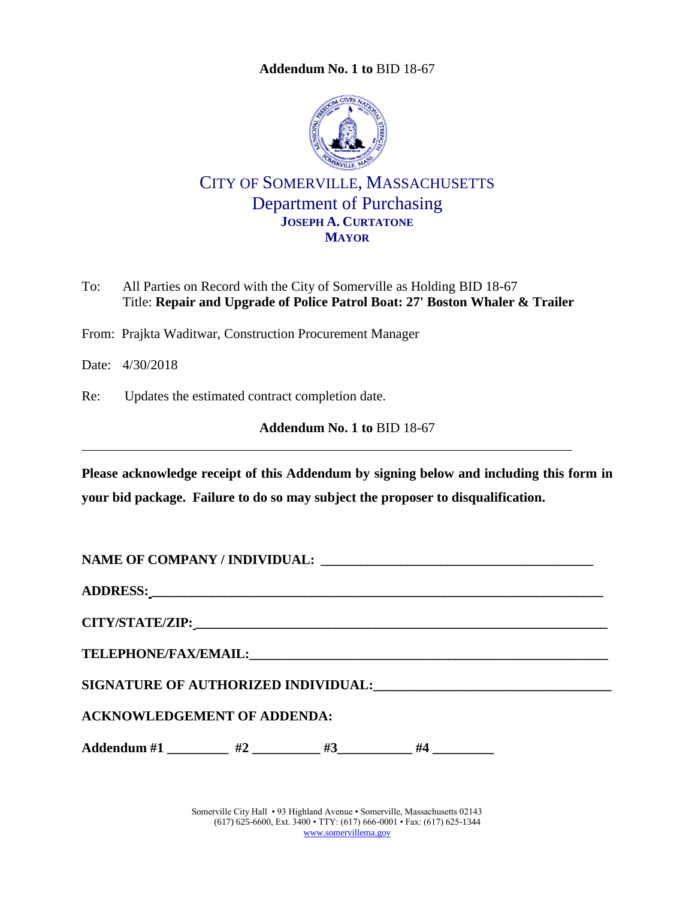**Addendum No. 1 to** BID 18-67

# CITY OF SOMERVILLE, MASSACHUSETTS

## Department of Purchasing

**JOSEPH A. CURTATONE**
**MAYOR**

To: All Parties on Record with the City of Somerville as Holding BID 18-67
Title: **Repair and Upgrade of Police Patrol Boat: 27' Boston Whaler & Trailer**

From: Prajkta Waditwar, Construction Procurement Manager

Date: 4/30/2018

Re: Updates the estimated contract completion date.

**Addendum No. 1 to** BID 18-67

---

**Please acknowledge receipt of this Addendum by signing below and including this form in your bid package. Failure to do so may subject the proposer to disqualification.**

**NAME OF COMPANY / INDIVIDUAL:** ________________________________________

**ADDRESS:** ________________________________________________________________

**CITY/STATE/ZIP:** ___________________________________________________________

**TELEPHONE/FAX/EMAIL:** _____________________________________________________

**SIGNATURE OF AUTHORIZED INDIVIDUAL:** ________________________________

**ACKNOWLEDGEMENT OF ADDENDA:**

**Addendum #1** _________ **#2** __________ **#3** ___________ **#4** _________

Somerville City Hall • 93 Highland Avenue • Somerville, Massachusetts 02143
(617) 625-6600, Ext. 3400 • TTY: (617) 666-0001 • Fax: (617) 625-1344
www.somervillema.gov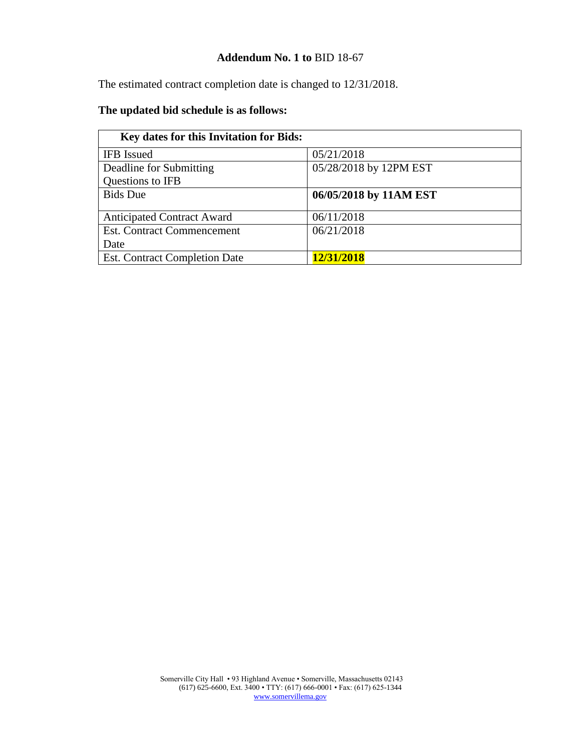**Addendum No. 1 to** BID 18-67

The estimated contract completion date is changed to 12/31/2018.

**The updated bid schedule is as follows:**

| **Key dates for this Invitation for Bids:** | |
|---|---|
| IFB Issued | 05/21/2018 |
| Deadline for Submitting Questions to IFB | 05/28/2018 by 12PM EST |
| Bids Due | **06/05/2018 by 11AM EST** |
| Anticipated Contract Award | 06/11/2018 |
| Est. Contract Commencement Date | 06/21/2018 |
| Est. Contract Completion Date | **12/31/2018** |

Somerville City Hall • 93 Highland Avenue • Somerville, Massachusetts 02143
(617) 625-6600, Ext. 3400 • TTY: (617) 666-0001 • Fax: (617) 625-1344
www.somervillema.gov